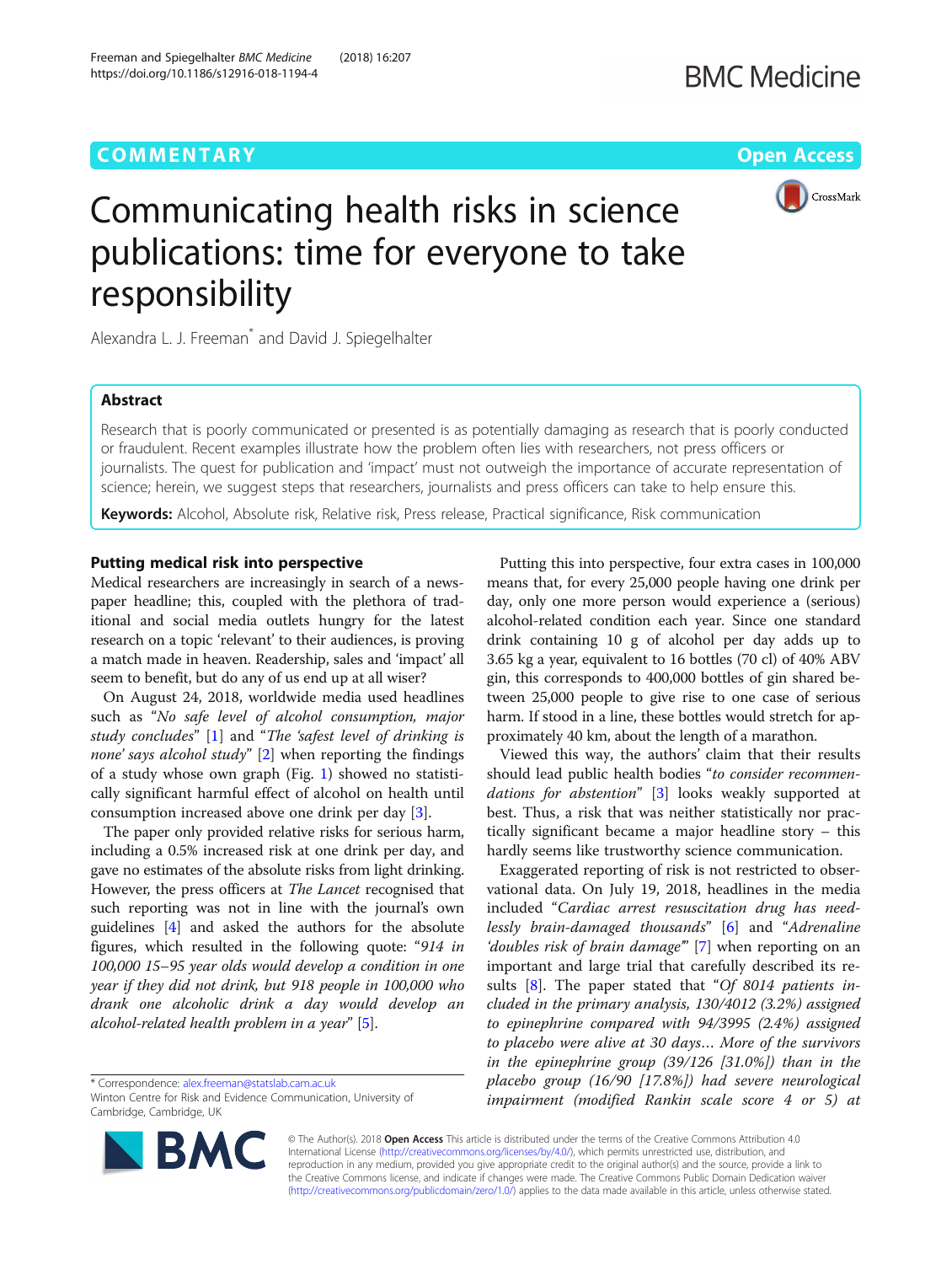COMMENTARY

Open Access

# Communicating health risks in science publications: time for everyone to take responsibility

Alexandra L. J. Freeman* and David J. Spiegelhalter

## Abstract

Research that is poorly communicated or presented is as potentially damaging as research that is poorly conducted or fraudulent. Recent examples illustrate how the problem often lies with researchers, not press officers or journalists. The quest for publication and 'impact' must not outweigh the importance of accurate representation of science; herein, we suggest steps that researchers, journalists and press officers can take to help ensure this.

**Keywords:** Alcohol, Absolute risk, Relative risk, Press release, Practical significance, Risk communication

## Putting medical risk into perspective

Medical researchers are increasingly in search of a newspaper headline; this, coupled with the plethora of traditional and social media outlets hungry for the latest research on a topic 'relevant' to their audiences, is proving a match made in heaven. Readership, sales and 'impact' all seem to benefit, but do any of us end up at all wiser?

On August 24, 2018, worldwide media used headlines such as *"No safe level of alcohol consumption, major study concludes"* [1] and *"The 'safest level of drinking is none' says alcohol study"* [2] when reporting the findings of a study whose own graph (Fig. 1) showed no statistically significant harmful effect of alcohol on health until consumption increased above one drink per day [3].

The paper only provided relative risks for serious harm, including a 0.5% increased risk at one drink per day, and gave no estimates of the absolute risks from light drinking. However, the press officers at *The Lancet* recognised that such reporting was not in line with the journal's own guidelines [4] and asked the authors for the absolute figures, which resulted in the following quote: *"914 in 100,000 15–95 year olds would develop a condition in one year if they did not drink, but 918 people in 100,000 who drank one alcoholic drink a day would develop an alcohol-related health problem in a year"* [5].

Putting this into perspective, four extra cases in 100,000 means that, for every 25,000 people having one drink per day, only one more person would experience a (serious) alcohol-related condition each year. Since one standard drink containing 10 g of alcohol per day adds up to 3.65 kg a year, equivalent to 16 bottles (70 cl) of 40% ABV gin, this corresponds to 400,000 bottles of gin shared between 25,000 people to give rise to one case of serious harm. If stood in a line, these bottles would stretch for approximately 40 km, about the length of a marathon.

Viewed this way, the authors' claim that their results should lead public health bodies *"to consider recommendations for abstention"* [3] looks weakly supported at best. Thus, a risk that was neither statistically nor practically significant became a major headline story – this hardly seems like trustworthy science communication.

Exaggerated reporting of risk is not restricted to observational data. On July 19, 2018, headlines in the media included *"Cardiac arrest resuscitation drug has needlessly brain-damaged thousands"* [6] and *"Adrenaline 'doubles risk of brain damage'"* [7] when reporting on an important and large trial that carefully described its results [8]. The paper stated that *"Of 8014 patients included in the primary analysis, 130/4012 (3.2%) assigned to epinephrine compared with 94/3995 (2.4%) assigned to placebo were alive at 30 days… More of the survivors in the epinephrine group (39/126 [31.0%]) than in the placebo group (16/90 [17.8%]) had severe neurological impairment (modified Rankin scale score 4 or 5) at*

\* Correspondence: alex.freeman@statslab.cam.ac.uk
Winton Centre for Risk and Evidence Communication, University of Cambridge, Cambridge, UK

© The Author(s). 2018 **Open Access** This article is distributed under the terms of the Creative Commons Attribution 4.0 International License (http://creativecommons.org/licenses/by/4.0/), which permits unrestricted use, distribution, and reproduction in any medium, provided you give appropriate credit to the original author(s) and the source, provide a link to the Creative Commons license, and indicate if changes were made. The Creative Commons Public Domain Dedication waiver (http://creativecommons.org/publicdomain/zero/1.0/) applies to the data made available in this article, unless otherwise stated.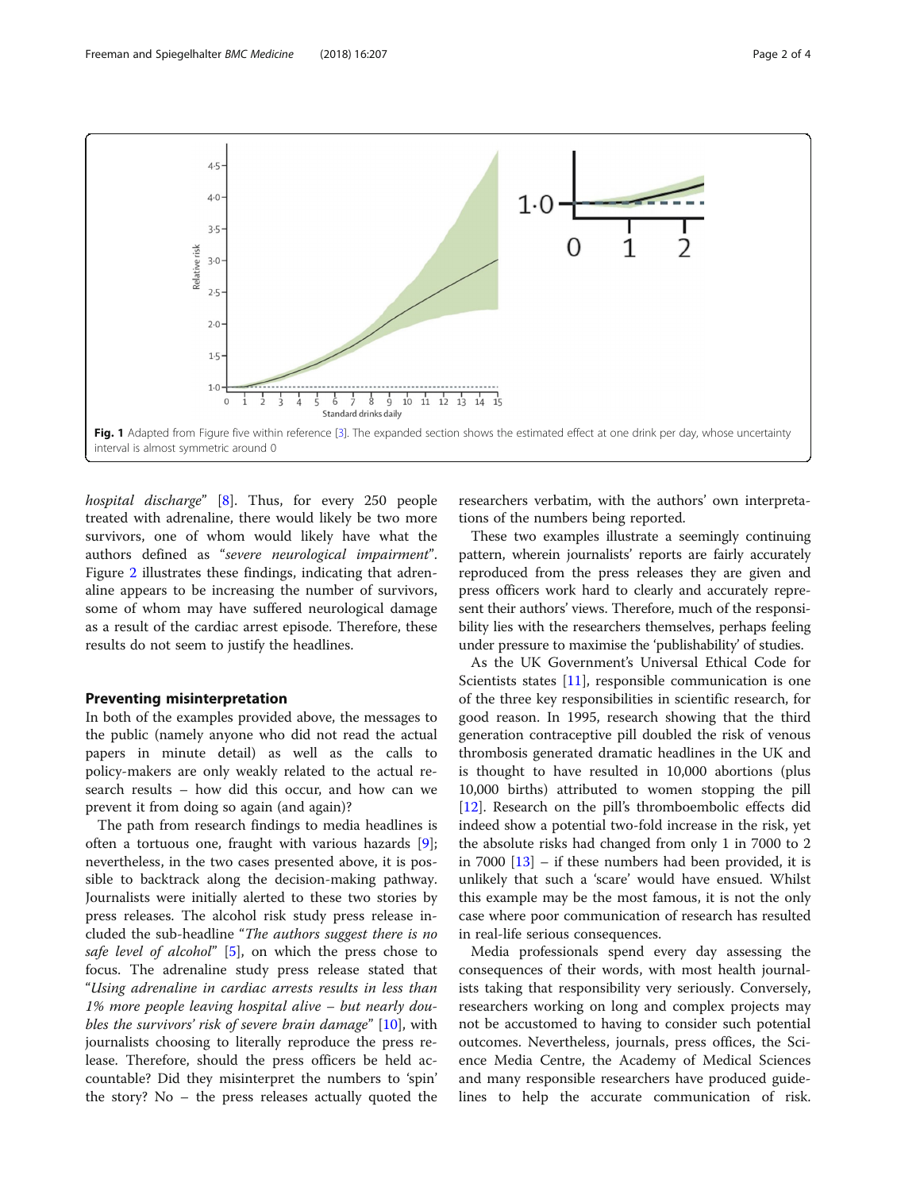Fig. 1 Adapted from Figure five within reference [3]. The expanded section shows the estimated effect at one drink per day, whose uncertainty interval is almost symmetric around 0

*hospital discharge*" [8]. Thus, for every 250 people treated with adrenaline, there would likely be two more survivors, one of whom would likely have what the authors defined as "*severe neurological impairment*". Figure 2 illustrates these findings, indicating that adrenaline appears to be increasing the number of survivors, some of whom may have suffered neurological damage as a result of the cardiac arrest episode. Therefore, these results do not seem to justify the headlines.

## Preventing misinterpretation

In both of the examples provided above, the messages to the public (namely anyone who did not read the actual papers in minute detail) as well as the calls to policy-makers are only weakly related to the actual research results – how did this occur, and how can we prevent it from doing so again (and again)?

The path from research findings to media headlines is often a tortuous one, fraught with various hazards [9]; nevertheless, in the two cases presented above, it is possible to backtrack along the decision-making pathway. Journalists were initially alerted to these two stories by press releases. The alcohol risk study press release included the sub-headline "*The authors suggest there is no safe level of alcohol*" [5], on which the press chose to focus. The adrenaline study press release stated that "*Using adrenaline in cardiac arrests results in less than 1% more people leaving hospital alive – but nearly doubles the survivors' risk of severe brain damage*" [10], with journalists choosing to literally reproduce the press release. Therefore, should the press officers be held accountable? Did they misinterpret the numbers to 'spin' the story? No – the press releases actually quoted the researchers verbatim, with the authors' own interpretations of the numbers being reported.

These two examples illustrate a seemingly continuing pattern, wherein journalists' reports are fairly accurately reproduced from the press releases they are given and press officers work hard to clearly and accurately represent their authors' views. Therefore, much of the responsibility lies with the researchers themselves, perhaps feeling under pressure to maximise the 'publishability' of studies.

As the UK Government's Universal Ethical Code for Scientists states [11], responsible communication is one of the three key responsibilities in scientific research, for good reason. In 1995, research showing that the third generation contraceptive pill doubled the risk of venous thrombosis generated dramatic headlines in the UK and is thought to have resulted in 10,000 abortions (plus 10,000 births) attributed to women stopping the pill [12]. Research on the pill's thromboembolic effects did indeed show a potential two-fold increase in the risk, yet the absolute risks had changed from only 1 in 7000 to 2 in 7000 [13] – if these numbers had been provided, it is unlikely that such a 'scare' would have ensued. Whilst this example may be the most famous, it is not the only case where poor communication of research has resulted in real-life serious consequences.

Media professionals spend every day assessing the consequences of their words, with most health journalists taking that responsibility very seriously. Conversely, researchers working on long and complex projects may not be accustomed to having to consider such potential outcomes. Nevertheless, journals, press offices, the Science Media Centre, the Academy of Medical Sciences and many responsible researchers have produced guidelines to help the accurate communication of risk.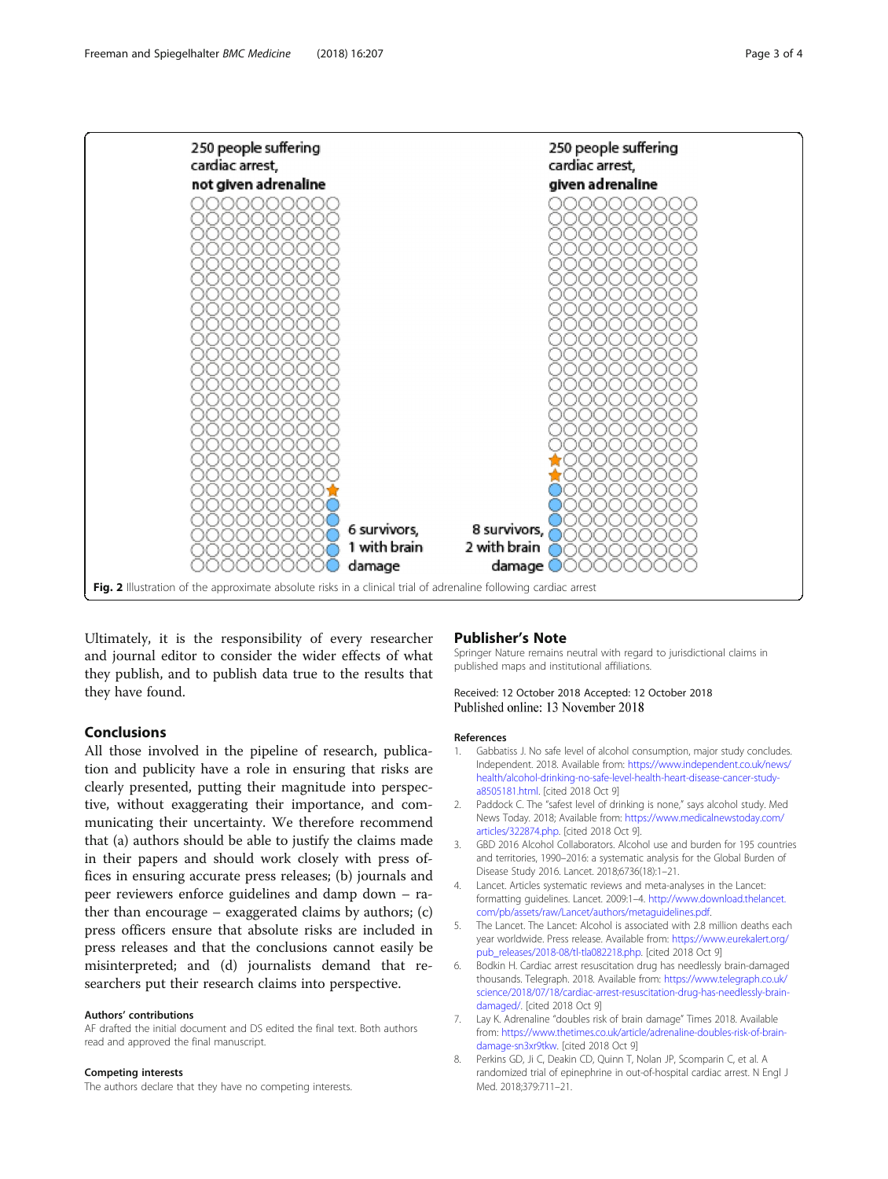Fig. 2 Illustration of the approximate absolute risks in a clinical trial of adrenaline following cardiac arrest

Ultimately, it is the responsibility of every researcher and journal editor to consider the wider effects of what they publish, and to publish data true to the results that they have found.

## Conclusions

All those involved in the pipeline of research, publication and publicity have a role in ensuring that risks are clearly presented, putting their magnitude into perspective, without exaggerating their importance, and communicating their uncertainty. We therefore recommend that (a) authors should be able to justify the claims made in their papers and should work closely with press offices in ensuring accurate press releases; (b) journals and peer reviewers enforce guidelines and damp down – rather than encourage – exaggerated claims by authors; (c) press officers ensure that absolute risks are included in press releases and that the conclusions cannot easily be misinterpreted; and (d) journalists demand that researchers put their research claims into perspective.

#### Authors' contributions

AF drafted the initial document and DS edited the final text. Both authors read and approved the final manuscript.

#### Competing interests

The authors declare that they have no competing interests.

## Publisher's Note

Springer Nature remains neutral with regard to jurisdictional claims in published maps and institutional affiliations.

Received: 12 October 2018 Accepted: 12 October 2018
Published online: 13 November 2018

#### References

1. Gabbatiss J. No safe level of alcohol consumption, major study concludes. Independent. 2018. Available from: https://www.independent.co.uk/news/health/alcohol-drinking-no-safe-level-health-heart-disease-cancer-study-a8505181.html. [cited 2018 Oct 9]
2. Paddock C. The "safest level of drinking is none," says alcohol study. Med News Today. 2018; Available from: https://www.medicalnewstoday.com/articles/322874.php. [cited 2018 Oct 9].
3. GBD 2016 Alcohol Collaborators. Alcohol use and burden for 195 countries and territories, 1990–2016: a systematic analysis for the Global Burden of Disease Study 2016. Lancet. 2018;6736(18):1–21.
4. Lancet. Articles systematic reviews and meta-analyses in the Lancet: formatting guidelines. Lancet. 2009:1–4. http://www.download.thelancet.com/pb/assets/raw/Lancet/authors/metaguidelines.pdf.
5. The Lancet. The Lancet: Alcohol is associated with 2.8 million deaths each year worldwide. Press release. Available from: https://www.eurekalert.org/pub_releases/2018-08/tl-tla082218.php. [cited 2018 Oct 9]
6. Bodkin H. Cardiac arrest resuscitation drug has needlessly brain-damaged thousands. Telegraph. 2018. Available from: https://www.telegraph.co.uk/science/2018/07/18/cardiac-arrest-resuscitation-drug-has-needlessly-brain-damaged/. [cited 2018 Oct 9]
7. Lay K. Adrenaline "doubles risk of brain damage" Times 2018. Available from: https://www.thetimes.co.uk/article/adrenaline-doubles-risk-of-brain-damage-sn3xr9tkw. [cited 2018 Oct 9]
8. Perkins GD, Ji C, Deakin CD, Quinn T, Nolan JP, Scomparin C, et al. A randomized trial of epinephrine in out-of-hospital cardiac arrest. N Engl J Med. 2018;379:711–21.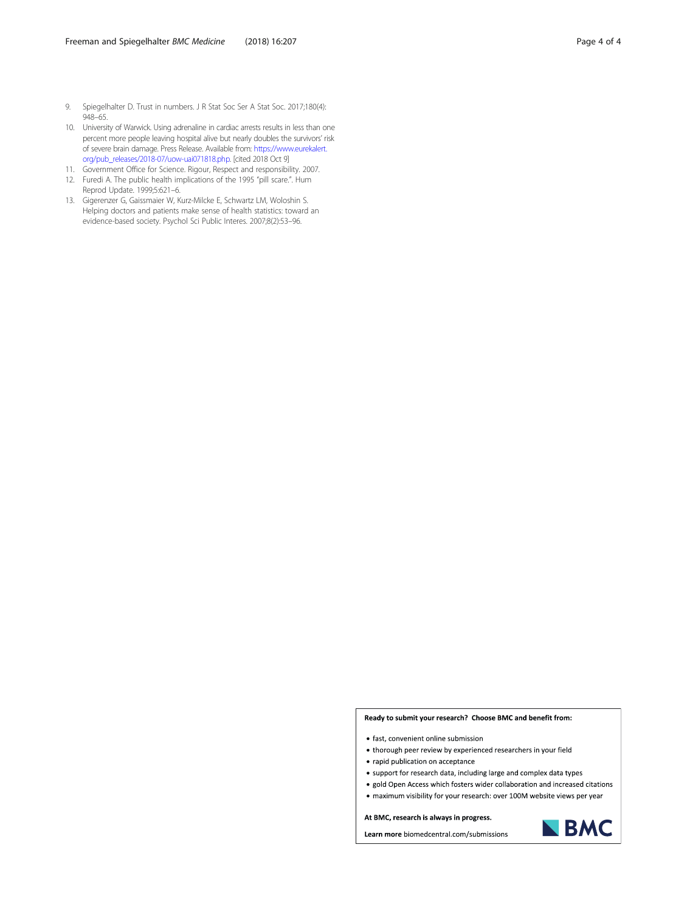9. Spiegelhalter D. Trust in numbers. J R Stat Soc Ser A Stat Soc. 2017;180(4): 948–65.
10. University of Warwick. Using adrenaline in cardiac arrests results in less than one percent more people leaving hospital alive but nearly doubles the survivors' risk of severe brain damage. Press Release. Available from: https://www.eurekalert.org/pub_releases/2018-07/uow-uai071818.php. [cited 2018 Oct 9]
11. Government Office for Science. Rigour, Respect and responsibility. 2007.
12. Furedi A. The public health implications of the 1995 "pill scare.". Hum Reprod Update. 1999;5:621–6.
13. Gigerenzer G, Gaissmaier W, Kurz-Milcke E, Schwartz LM, Woloshin S. Helping doctors and patients make sense of health statistics: toward an evidence-based society. Psychol Sci Public Interes. 2007;8(2):53–96.

**Ready to submit your research? Choose BMC and benefit from:**

- fast, convenient online submission
- thorough peer review by experienced researchers in your field
- rapid publication on acceptance
- support for research data, including large and complex data types
- gold Open Access which fosters wider collaboration and increased citations
- maximum visibility for your research: over 100M website views per year

**At BMC, research is always in progress.**

**Learn more** biomedcentral.com/submissions

BMC